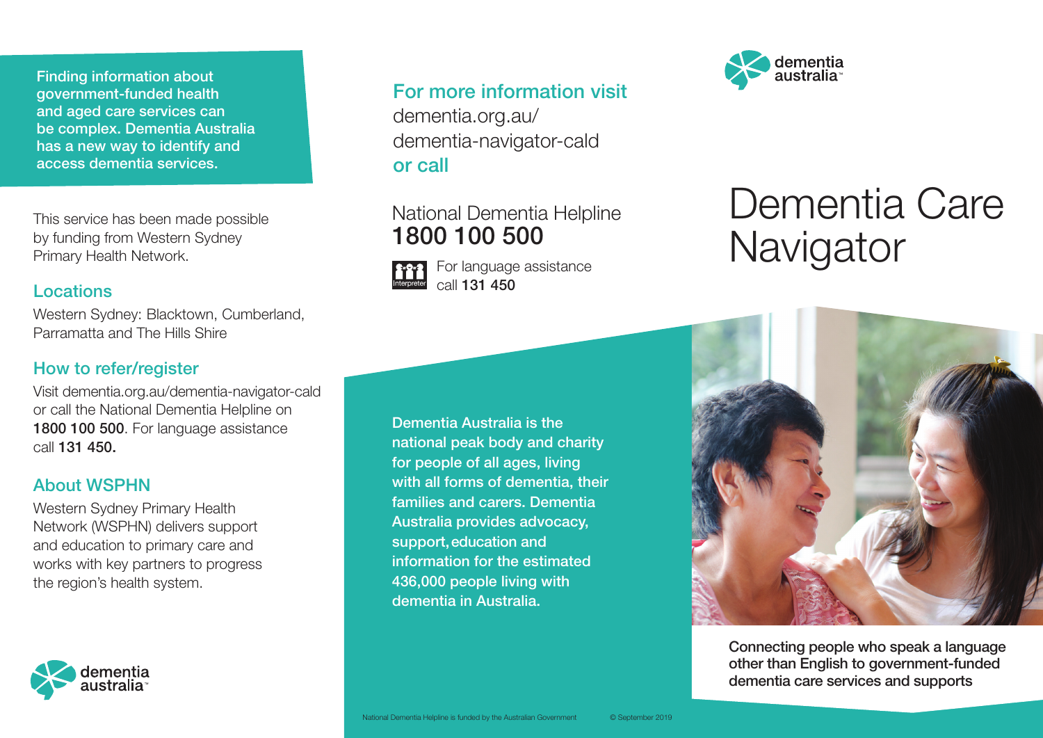**Finding information about government-funded health and aged care services can be complex. Dementia Australia has a new way to identify and access dementia services.**

This service has been made possible by funding from Western Sydney Primary Health Network.

## Locations

Western Sydney: Blacktown, Cumberland, Parramatta and The Hills Shire

## How to refer/register

Visit dementia.org.au/dementia-navigator-cald or call the National Dementia Helpline on **1800 100 500**. For language assistance call **131 450.**

## About WSPHN

Western Sydney Primary Health Network (WSPHN) delivers support and education to primary care and works with key partners to progress the region's health system.

dementia australia

## For more information visit

dementia.org.au/dementia-navigator-cald

**or call**

National Dementia Helpline
**1800 100 500**

Interpreter — For language assistance call **131 450**

**Dementia Australia is the national peak body and charity for people of all ages, living with all forms of dementia, their families and carers. Dementia Australia provides advocacy, support, education and information for the estimated 436,000 people living with dementia in Australia.**

National Dementia Helpline is funded by the Australian Government

© September 2019

dementia australia

# Dementia Care Navigator

**Connecting people who speak a language other than English to government-funded dementia care services and supports**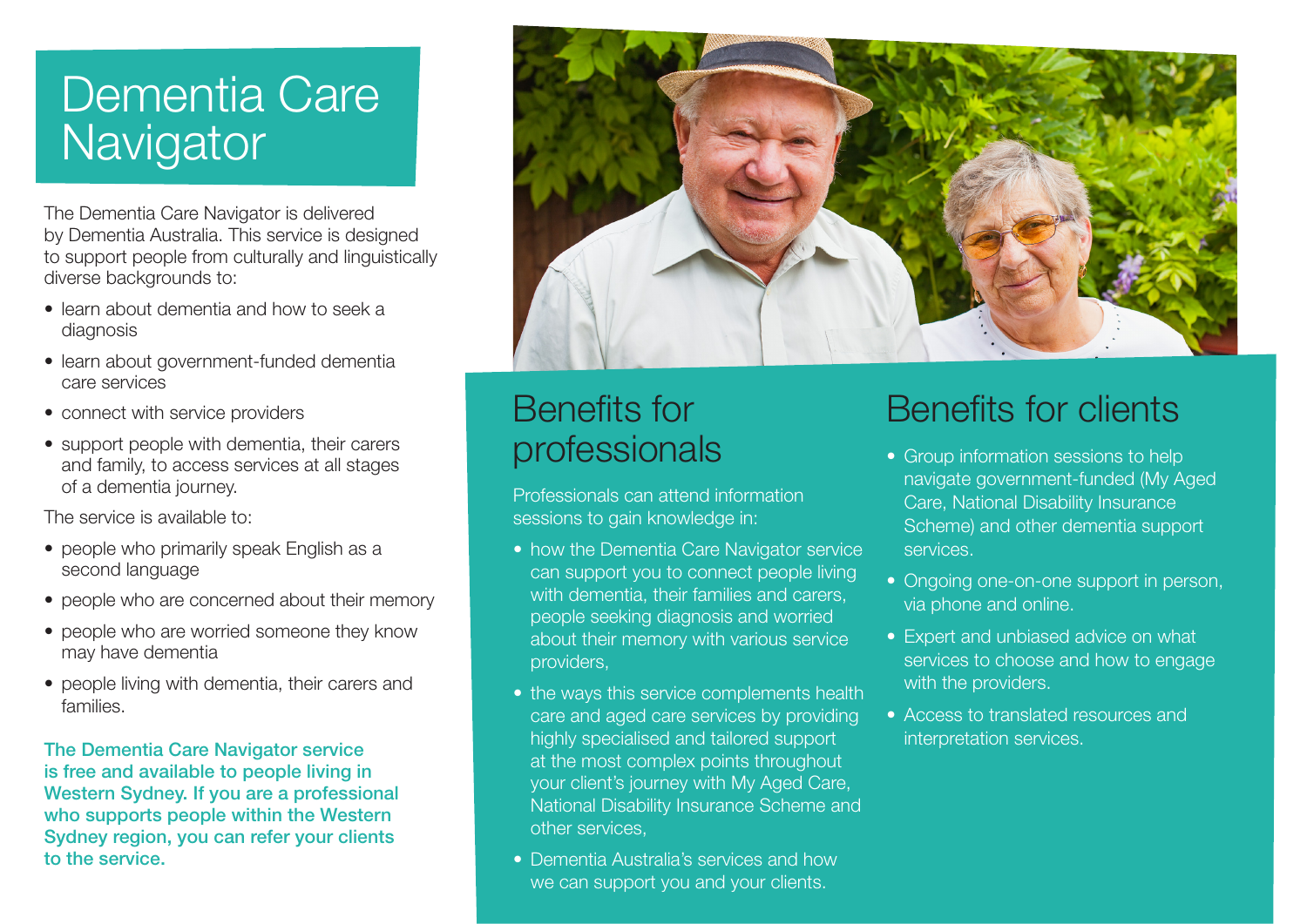# Dementia Care Navigator

The Dementia Care Navigator is delivered by Dementia Australia. This service is designed to support people from culturally and linguistically diverse backgrounds to:

- learn about dementia and how to seek a diagnosis
- learn about government-funded dementia care services
- connect with service providers
- support people with dementia, their carers and family, to access services at all stages of a dementia journey.

The service is available to:

- people who primarily speak English as a second language
- people who are concerned about their memory
- people who are worried someone they know may have dementia
- people living with dementia, their carers and families.

**The Dementia Care Navigator service is free and available to people living in Western Sydney. If you are a professional who supports people within the Western Sydney region, you can refer your clients to the service.**

## Benefits for professionals

Professionals can attend information sessions to gain knowledge in:

- how the Dementia Care Navigator service can support you to connect people living with dementia, their families and carers, people seeking diagnosis and worried about their memory with various service providers,
- the ways this service complements health care and aged care services by providing highly specialised and tailored support at the most complex points throughout your client's journey with My Aged Care, National Disability Insurance Scheme and other services,
- Dementia Australia's services and how we can support you and your clients.

## Benefits for clients

- Group information sessions to help navigate government-funded (My Aged Care, National Disability Insurance Scheme) and other dementia support services.
- Ongoing one-on-one support in person, via phone and online.
- Expert and unbiased advice on what services to choose and how to engage with the providers.
- Access to translated resources and interpretation services.